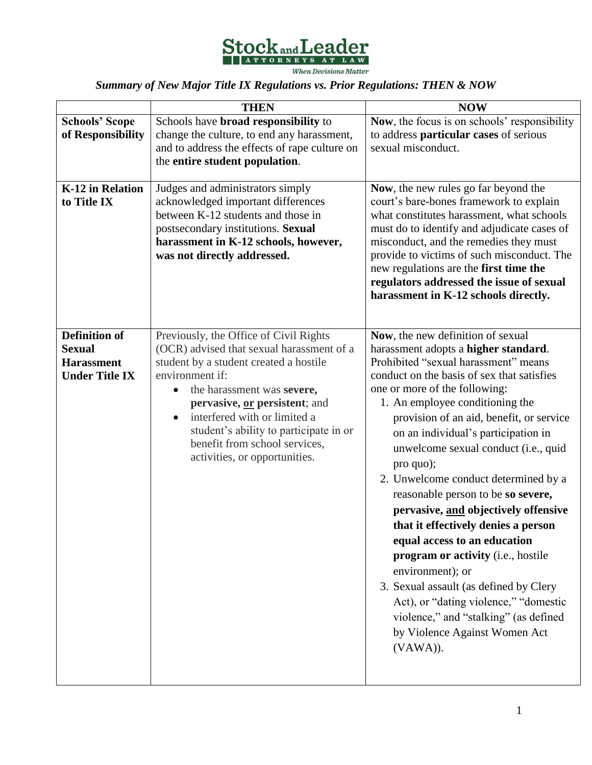Stock and Leader
ATTORNEYS AT LAW
*When Decisions Matter*

***Summary of New Major Title IX Regulations vs. Prior Regulations: THEN & NOW***

| | THEN | NOW |
|---|---|---|
| **Schools' Scope of Responsibility** | Schools have **broad responsibility** to change the culture, to end any harassment, and to address the effects of rape culture on the **entire student population**. | **Now**, the focus is on schools' responsibility to address **particular cases** of serious sexual misconduct. |
| **K-12 in Relation to Title IX** | Judges and administrators simply acknowledged important differences between K-12 students and those in postsecondary institutions. **Sexual harassment in K-12 schools, however, was not directly addressed.** | **Now**, the new rules go far beyond the court's bare-bones framework to explain what constitutes harassment, what schools must do to identify and adjudicate cases of misconduct, and the remedies they must provide to victims of such misconduct. The new regulations are the **first time the regulators addressed the issue of sexual harassment in K-12 schools directly.** |
| **Definition of Sexual Harassment Under Title IX** | Previously, the Office of Civil Rights (OCR) advised that sexual harassment of a student by a student created a hostile environment if:<br>• the harassment was **severe, pervasive, <u>or</u> persistent**; and<br>• interfered with or limited a student's ability to participate in or benefit from school services, activities, or opportunities. | **Now**, the new definition of sexual harassment adopts a **higher standard**. Prohibited "sexual harassment" means conduct on the basis of sex that satisfies one or more of the following:<br>1. An employee conditioning the provision of an aid, benefit, or service on an individual's participation in unwelcome sexual conduct (i.e., quid pro quo);<br>2. Unwelcome conduct determined by a reasonable person to be **so severe, pervasive, <u>and</u> objectively offensive that it effectively denies a person equal access to an education program or activity** (i.e., hostile environment); or<br>3. Sexual assault (as defined by Clery Act), or "dating violence," "domestic violence," and "stalking" (as defined by Violence Against Women Act (VAWA)). |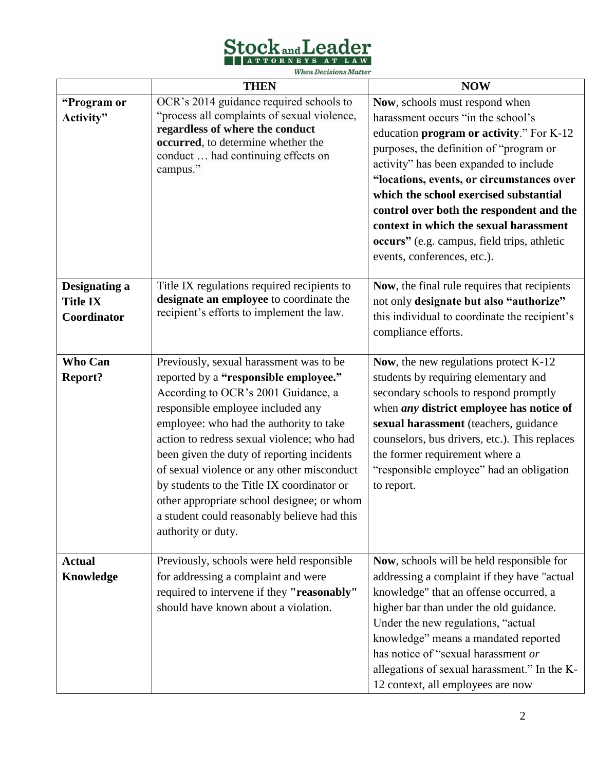| | THEN | NOW |
|---|---|---|
| **"Program or Activity"** | OCR's 2014 guidance required schools to "process all complaints of sexual violence, **regardless of where the conduct occurred**, to determine whether the conduct … had continuing effects on campus." | **Now**, schools must respond when harassment occurs "in the school's education **program or activity**." For K-12 purposes, the definition of "program or activity" has been expanded to include **"locations, events, or circumstances over which the school exercised substantial control over both the respondent and the context in which the sexual harassment occurs"** (e.g. campus, field trips, athletic events, conferences, etc.). |
| **Designating a Title IX Coordinator** | Title IX regulations required recipients to **designate an employee** to coordinate the recipient's efforts to implement the law. | **Now**, the final rule requires that recipients not only **designate but also "authorize"** this individual to coordinate the recipient's compliance efforts. |
| **Who Can Report?** | Previously, sexual harassment was to be reported by a **"responsible employee."** According to OCR's 2001 Guidance, a responsible employee included any employee: who had the authority to take action to redress sexual violence; who had been given the duty of reporting incidents of sexual violence or any other misconduct by students to the Title IX coordinator or other appropriate school designee; or whom a student could reasonably believe had this authority or duty. | **Now**, the new regulations protect K-12 students by requiring elementary and secondary schools to respond promptly when ***any*** **district employee has notice of sexual harassment** (teachers, guidance counselors, bus drivers, etc.). This replaces the former requirement where a "responsible employee" had an obligation to report. |
| **Actual Knowledge** | Previously, schools were held responsible for addressing a complaint and were required to intervene if they **"reasonably"** should have known about a violation. | **Now**, schools will be held responsible for addressing a complaint if they have "actual knowledge" that an offense occurred, a higher bar than under the old guidance. Under the new regulations, "actual knowledge" means a mandated reported has notice of "sexual harassment *or* allegations of sexual harassment." In the K-12 context, all employees are now |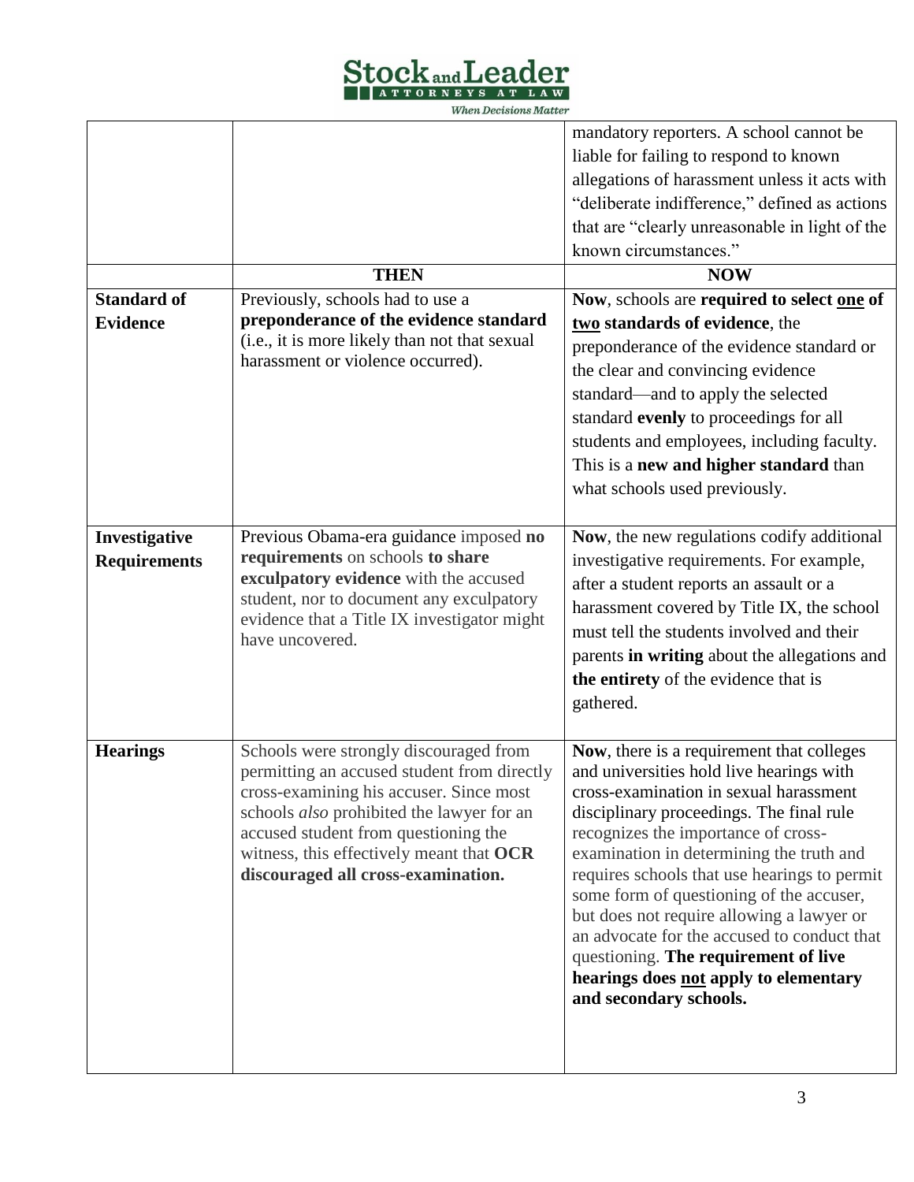| | | |
|---|---|---|
| | | mandatory reporters. A school cannot be liable for failing to respond to known allegations of harassment unless it acts with "deliberate indifference," defined as actions that are "clearly unreasonable in light of the known circumstances." |
| | **THEN** | **NOW** |
| **Standard of Evidence** | Previously, schools had to use a **preponderance of the evidence standard** (i.e., it is more likely than not that sexual harassment or violence occurred). | **Now**, schools are **required to select <u>one</u> of <u>two</u> standards of evidence**, the preponderance of the evidence standard or the clear and convincing evidence standard—and to apply the selected standard **evenly** to proceedings for all students and employees, including faculty. This is a **new and higher standard** than what schools used previously. |
| **Investigative Requirements** | Previous Obama-era guidance imposed **no requirements** on schools **to share exculpatory evidence** with the accused student, nor to document any exculpatory evidence that a Title IX investigator might have uncovered. | **Now**, the new regulations codify additional investigative requirements. For example, after a student reports an assault or a harassment covered by Title IX, the school must tell the students involved and their parents **in writing** about the allegations and **the entirety** of the evidence that is gathered. |
| **Hearings** | Schools were strongly discouraged from permitting an accused student from directly cross-examining his accuser. Since most schools *also* prohibited the lawyer for an accused student from questioning the witness, this effectively meant that **OCR discouraged all cross-examination.** | **Now**, there is a requirement that colleges and universities hold live hearings with cross-examination in sexual harassment disciplinary proceedings. The final rule recognizes the importance of cross-examination in determining the truth and requires schools that use hearings to permit some form of questioning of the accuser, but does not require allowing a lawyer or an advocate for the accused to conduct that questioning. **The requirement of live hearings does <u>not</u> apply to elementary and secondary schools.** |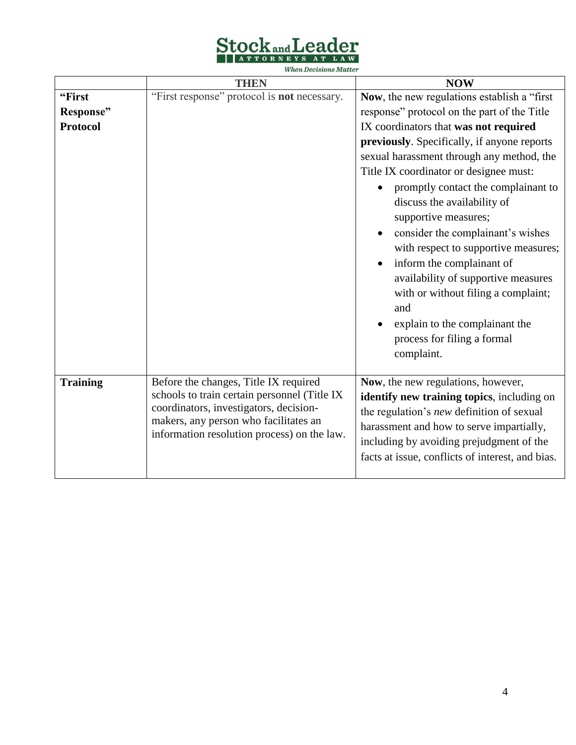| | THEN | NOW |
|---|---|---|
| **"First Response" Protocol** | "First response" protocol is **not** necessary. | **Now**, the new regulations establish a "first response" protocol on the part of the Title IX coordinators that **was not required previously**. Specifically, if anyone reports sexual harassment through any method, the Title IX coordinator or designee must:<br>• promptly contact the complainant to discuss the availability of supportive measures;<br>• consider the complainant's wishes with respect to supportive measures;<br>• inform the complainant of availability of supportive measures with or without filing a complaint; and<br>• explain to the complainant the process for filing a formal complaint. |
| **Training** | Before the changes, Title IX required schools to train certain personnel (Title IX coordinators, investigators, decision-makers, any person who facilitates an information resolution process) on the law. | **Now**, the new regulations, however, **identify new training topics**, including on the regulation's *new* definition of sexual harassment and how to serve impartially, including by avoiding prejudgment of the facts at issue, conflicts of interest, and bias. |